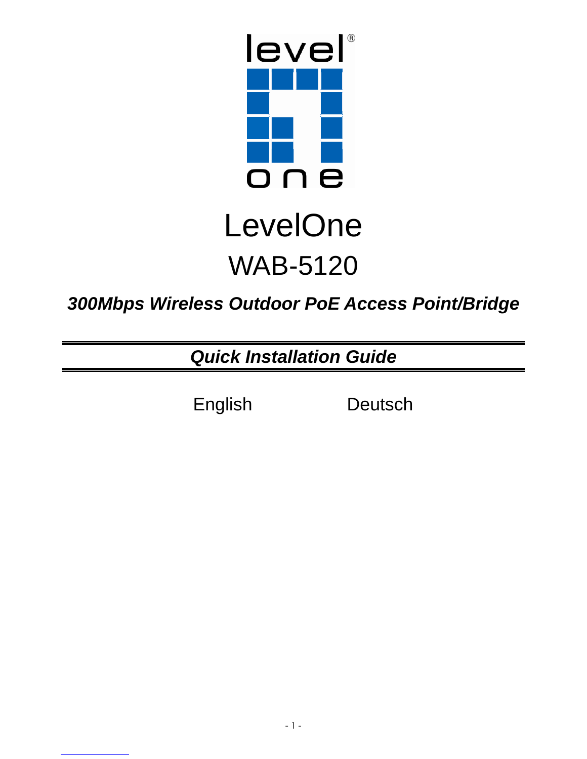# LevelOne

## WAB-5120

***300Mbps Wireless Outdoor PoE Access Point/Bridge***

---

***Quick Installation Guide***

---

English Deutsch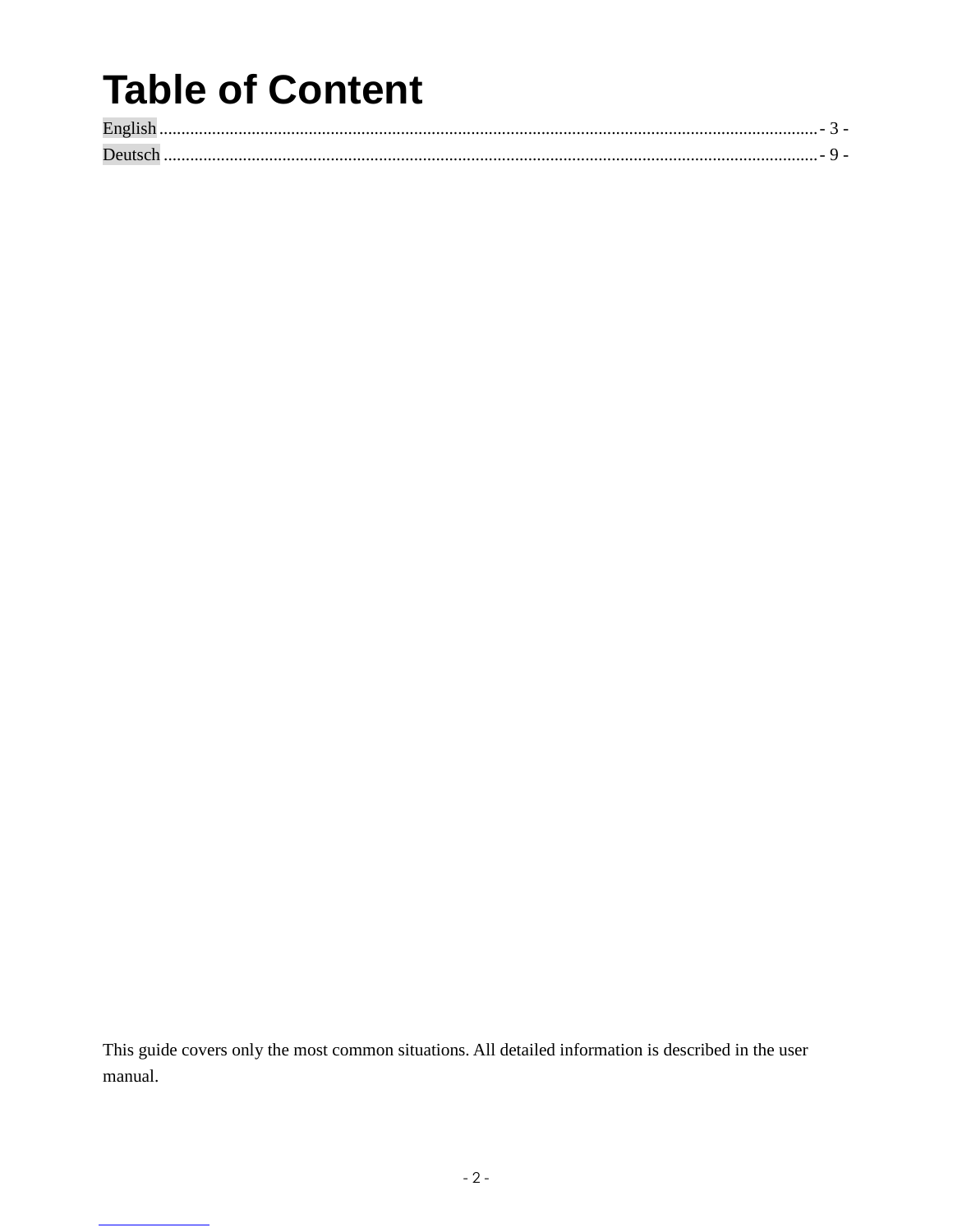# Table of Content

English ...................................................................................................................................................... - 3 -
Deutsch ..................................................................................................................................................... - 9 -

This guide covers only the most common situations. All detailed information is described in the user manual.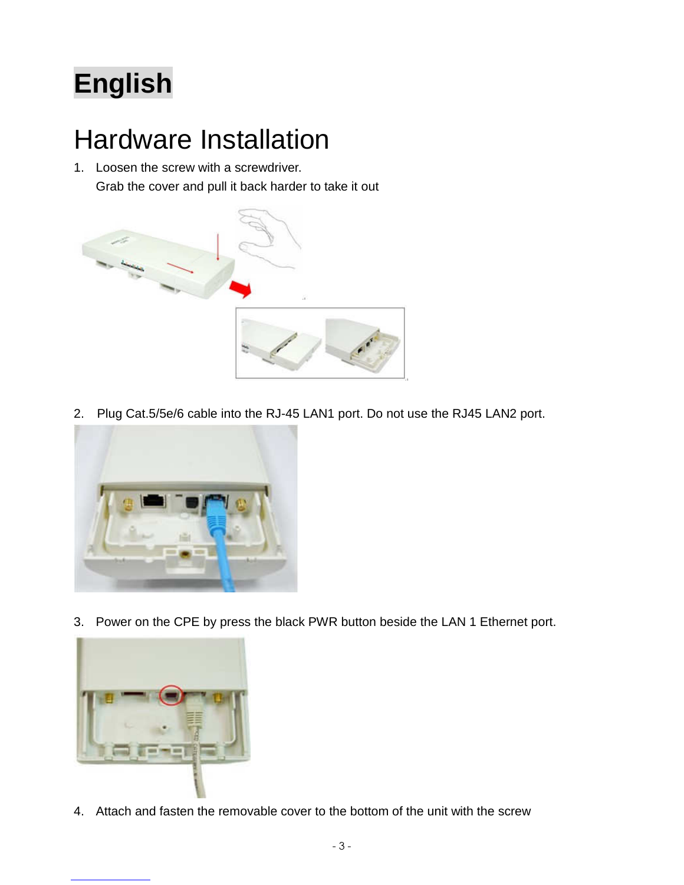# English

## Hardware Installation

1. Loosen the screw with a screwdriver.
   Grab the cover and pull it back harder to take it out

2. Plug Cat.5/5e/6 cable into the RJ-45 LAN1 port. Do not use the RJ45 LAN2 port.

3. Power on the CPE by press the black PWR button beside the LAN 1 Ethernet port.

4. Attach and fasten the removable cover to the bottom of the unit with the screw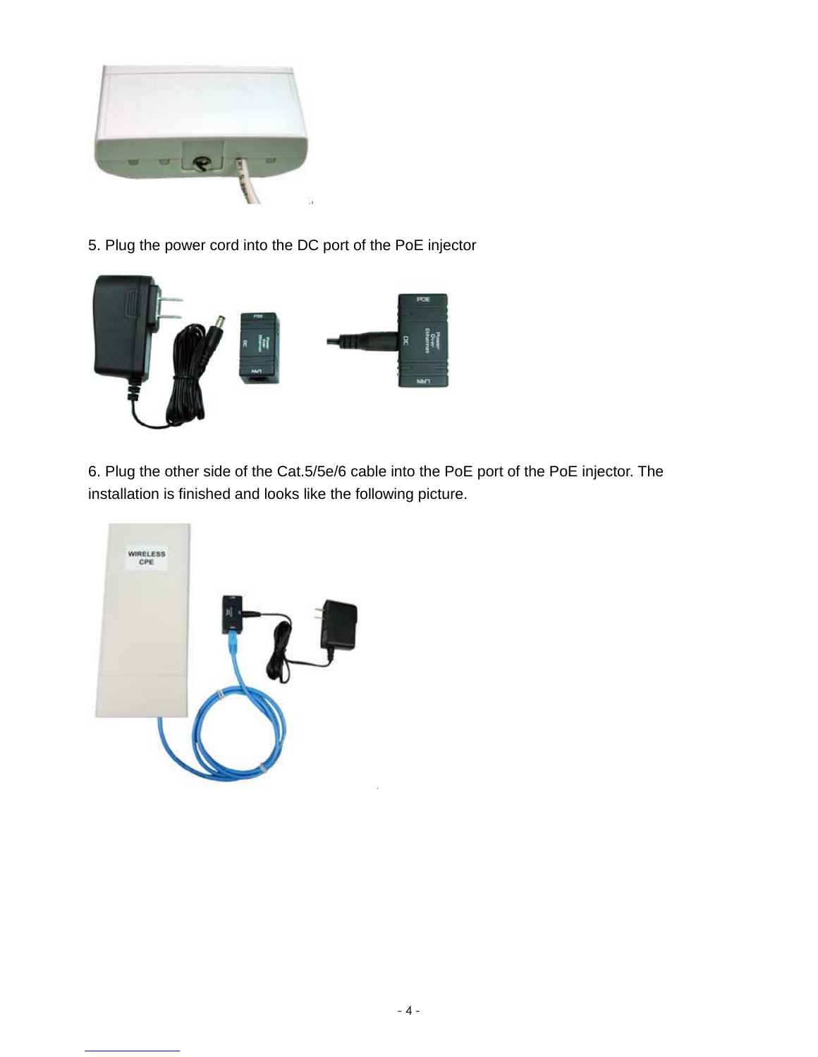5. Plug the power cord into the DC port of the PoE injector

6. Plug the other side of the Cat.5/5e/6 cable into the PoE port of the PoE injector. The installation is finished and looks like the following picture.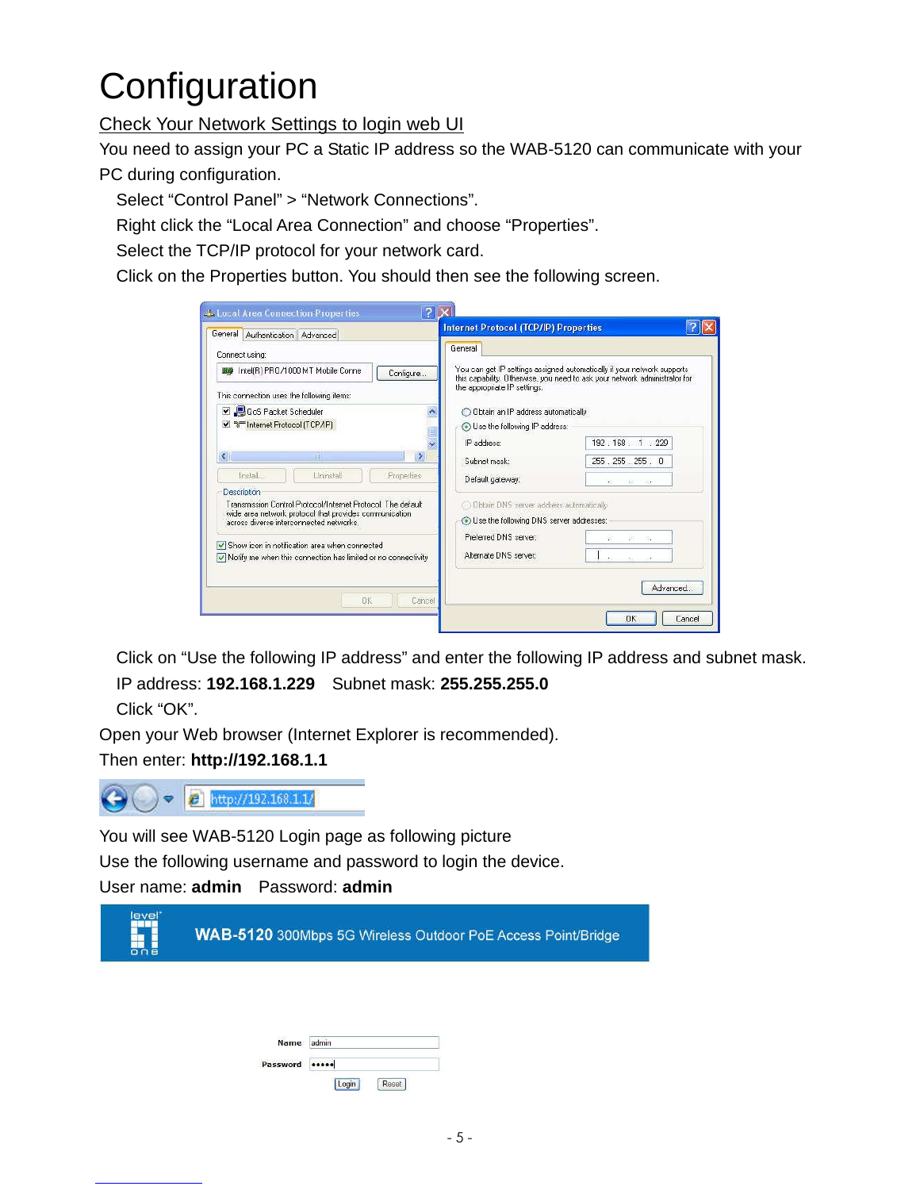# Configuration

## Check Your Network Settings to login web UI

You need to assign your PC a Static IP address so the WAB-5120 can communicate with your PC during configuration.

Select “Control Panel” > “Network Connections”.

Right click the “Local Area Connection” and choose “Properties”.

Select the TCP/IP protocol for your network card.

Click on the Properties button. You should then see the following screen.

Click on “Use the following IP address” and enter the following IP address and subnet mask.

IP address: **192.168.1.229**    Subnet mask: **255.255.255.0**

Click “OK”.

Open your Web browser (Internet Explorer is recommended).

Then enter: **http://192.168.1.1**

You will see WAB-5120 Login page as following picture

Use the following username and password to login the device.

User name: **admin**    Password: **admin**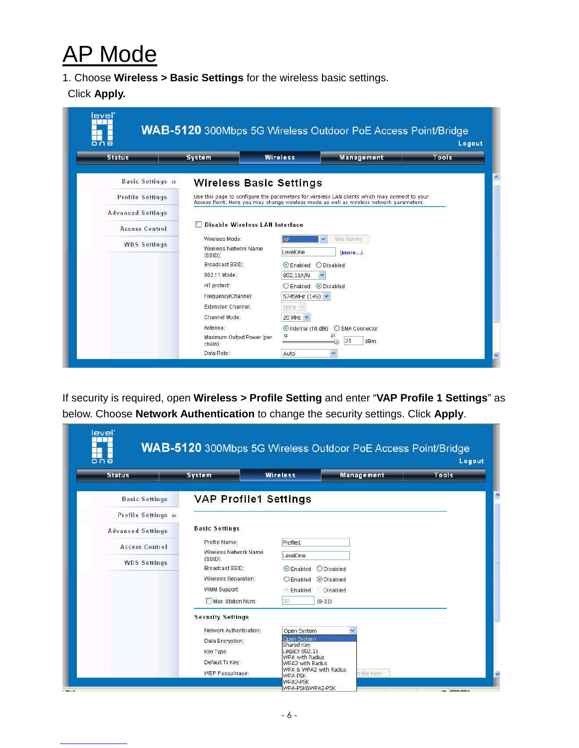# AP Mode

1. Choose **Wireless > Basic Settings** for the wireless basic settings.
   Click **Apply.**

If security is required, open **Wireless > Profile Setting** and enter "**VAP Profile 1 Settings**" as below. Choose **Network Authentication** to change the security settings. Click **Apply**.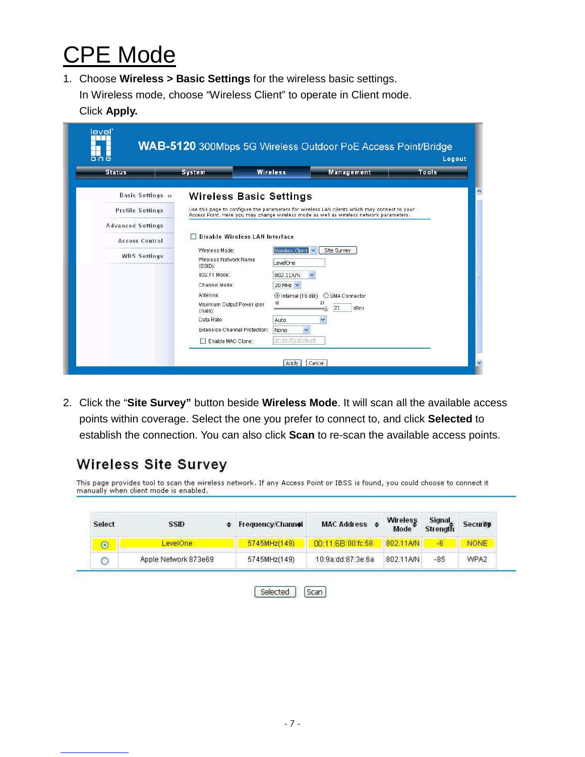# CPE Mode

1. Choose **Wireless > Basic Settings** for the wireless basic settings.
   In Wireless mode, choose "Wireless Client" to operate in Client mode.
   Click **Apply.**

2. Click the "**Site Survey"** button beside **Wireless Mode**. It will scan all the available access points within coverage. Select the one you prefer to connect to, and click **Selected** to establish the connection. You can also click **Scan** to re-scan the available access points.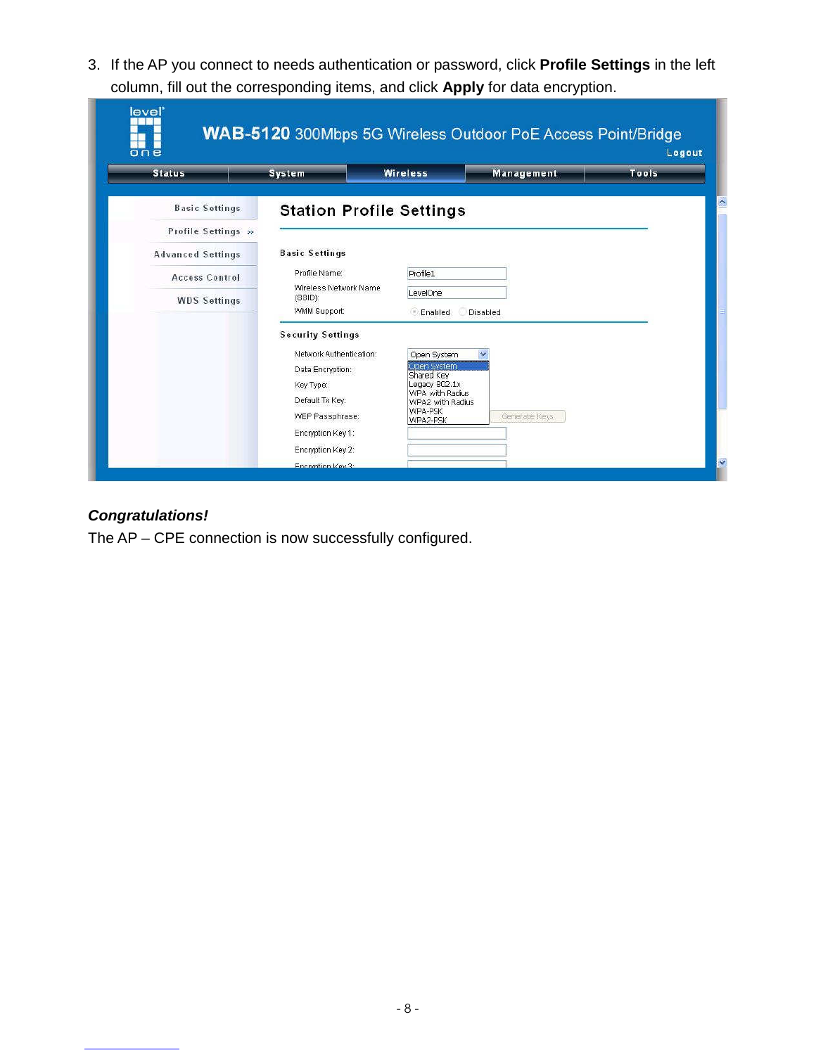3. If the AP you connect to needs authentication or password, click **Profile Settings** in the left column, fill out the corresponding items, and click **Apply** for data encryption.

***Congratulations!***

The AP – CPE connection is now successfully configured.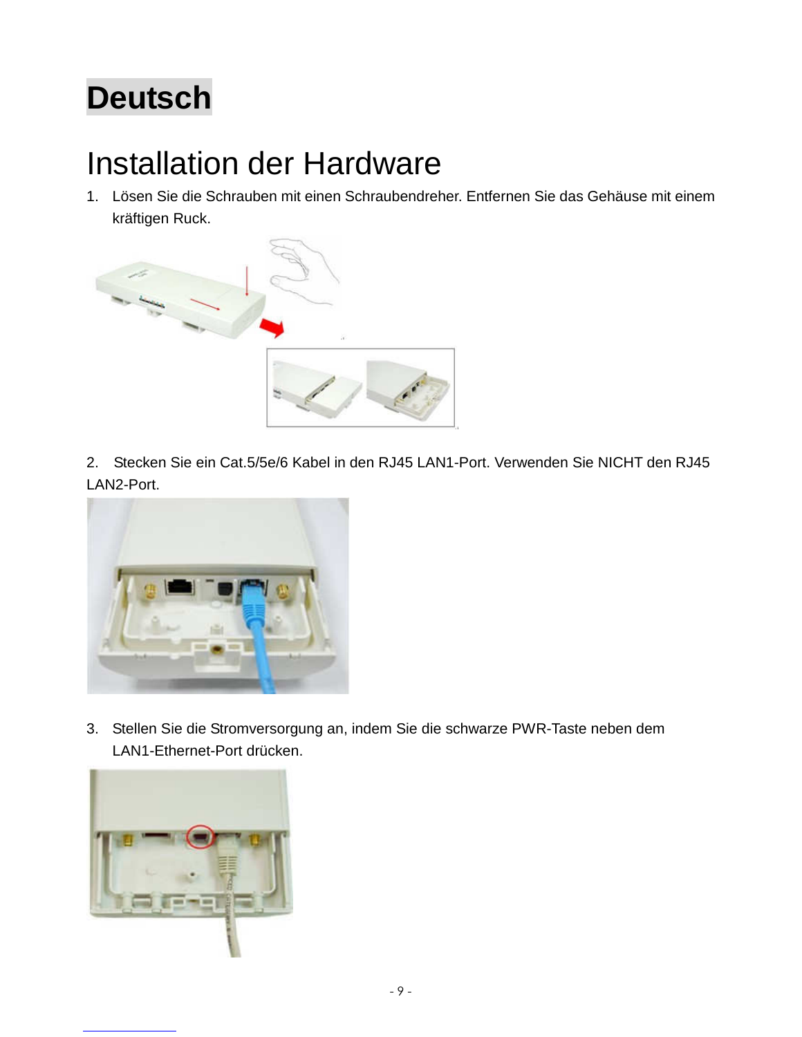# Deutsch

## Installation der Hardware

1. Lösen Sie die Schrauben mit einen Schraubendreher. Entfernen Sie das Gehäuse mit einem kräftigen Ruck.

2. Stecken Sie ein Cat.5/5e/6 Kabel in den RJ45 LAN1-Port. Verwenden Sie NICHT den RJ45 LAN2-Port.

3. Stellen Sie die Stromversorgung an, indem Sie die schwarze PWR-Taste neben dem LAN1-Ethernet-Port drücken.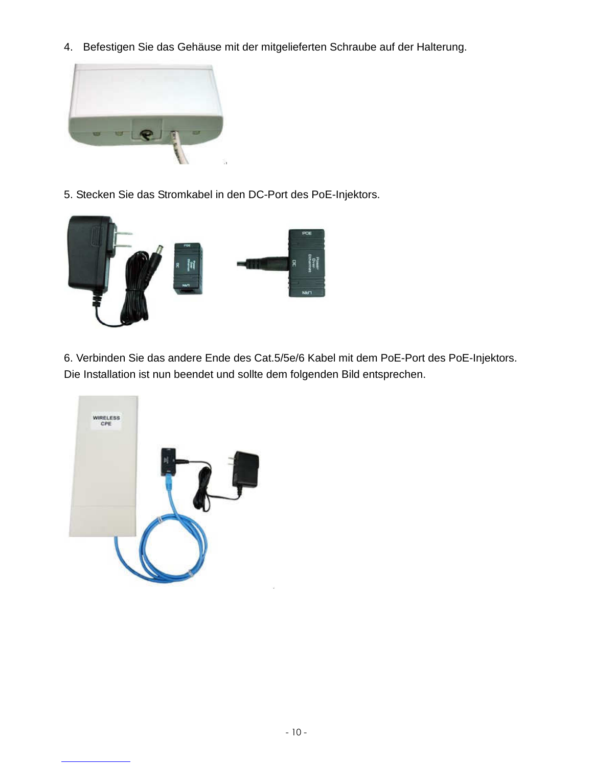4. Befestigen Sie das Gehäuse mit der mitgelieferten Schraube auf der Halterung.

5. Stecken Sie das Stromkabel in den DC-Port des PoE-Injektors.

6. Verbinden Sie das andere Ende des Cat.5/5e/6 Kabel mit dem PoE-Port des PoE-Injektors. Die Installation ist nun beendet und sollte dem folgenden Bild entsprechen.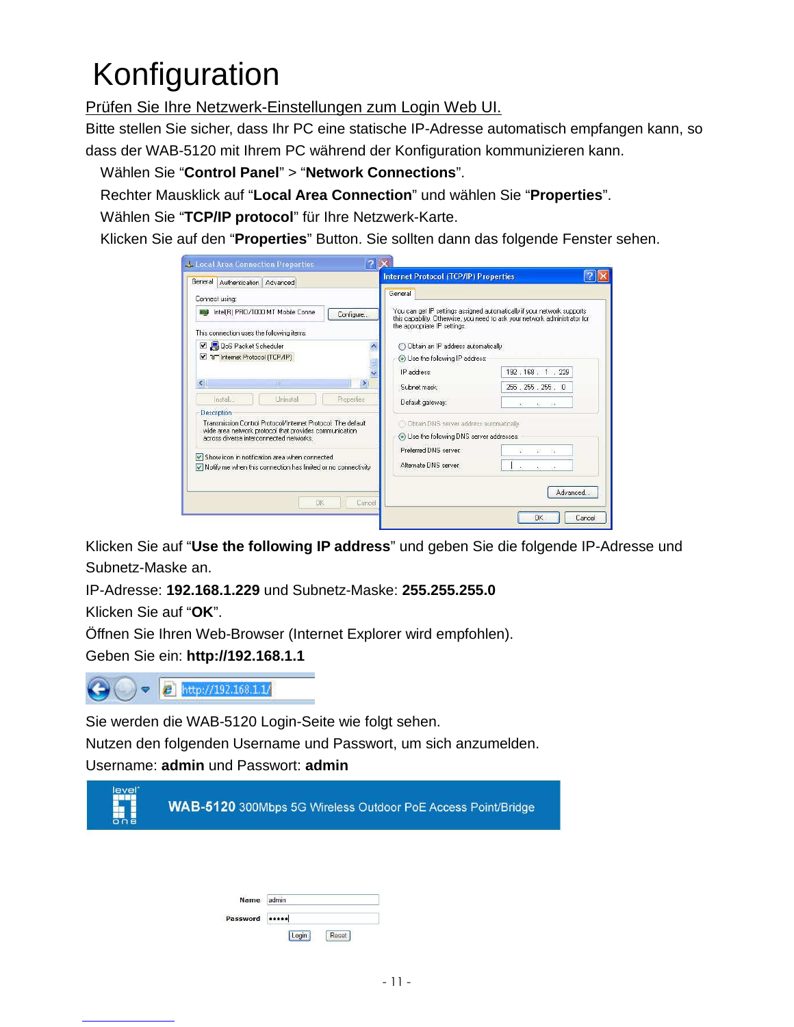# Konfiguration

Prüfen Sie Ihre Netzwerk-Einstellungen zum Login Web UI.

Bitte stellen Sie sicher, dass Ihr PC eine statische IP-Adresse automatisch empfangen kann, so dass der WAB-5120 mit Ihrem PC während der Konfiguration kommunizieren kann.

Wählen Sie "**Control Panel**" > "**Network Connections**".

Rechter Mausklick auf "**Local Area Connection**" und wählen Sie "**Properties**".

Wählen Sie "**TCP/IP protocol**" für Ihre Netzwerk-Karte.

Klicken Sie auf den "**Properties**" Button. Sie sollten dann das folgende Fenster sehen.

Klicken Sie auf "**Use the following IP address**" und geben Sie die folgende IP-Adresse und Subnetz-Maske an.

IP-Adresse: **192.168.1.229** und Subnetz-Maske: **255.255.255.0**

Klicken Sie auf "**OK**".

Öffnen Sie Ihren Web-Browser (Internet Explorer wird empfohlen).

Geben Sie ein: **http://192.168.1.1**

Sie werden die WAB-5120 Login-Seite wie folgt sehen.

Nutzen den folgenden Username und Passwort, um sich anzumelden.

Username: **admin** und Passwort: **admin**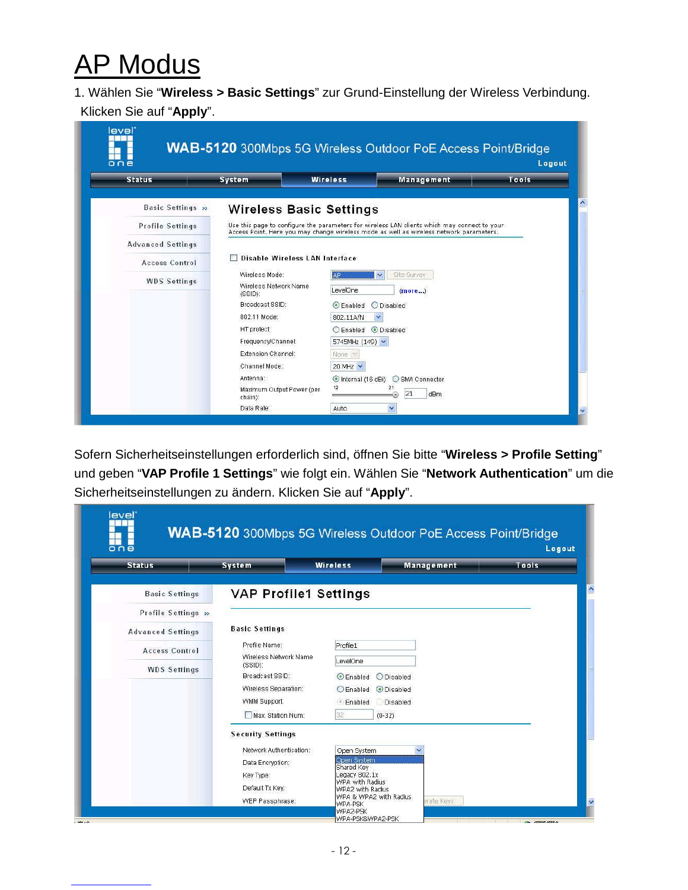# AP Modus

1. Wählen Sie “**Wireless > Basic Settings**” zur Grund-Einstellung der Wireless Verbindung. Klicken Sie auf “**Apply**”.

Sofern Sicherheitseinstellungen erforderlich sind, öffnen Sie bitte “**Wireless > Profile Setting**” und geben “**VAP Profile 1 Settings**” wie folgt ein. Wählen Sie “**Network Authentication**” um die Sicherheitseinstellungen zu ändern. Klicken Sie auf “**Apply**”.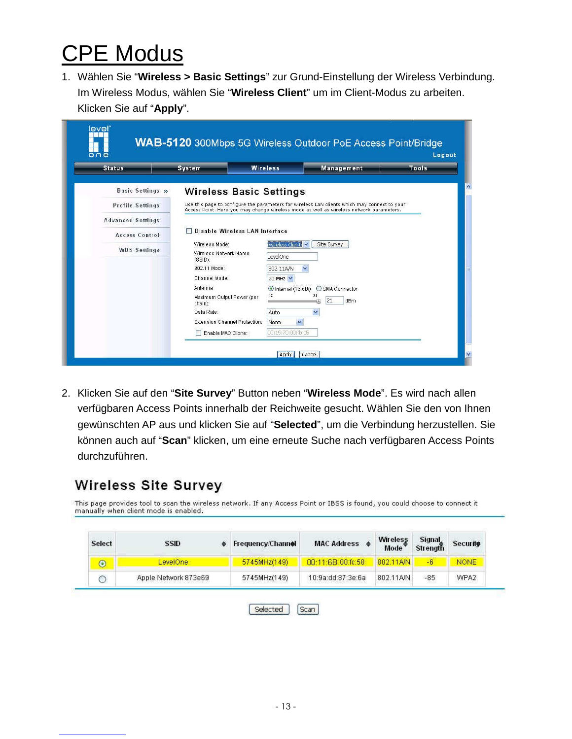# CPE Modus

1. Wählen Sie "**Wireless > Basic Settings**" zur Grund-Einstellung der Wireless Verbindung. Im Wireless Modus, wählen Sie "**Wireless Client**" um im Client-Modus zu arbeiten. Klicken Sie auf "**Apply**".

2. Klicken Sie auf den "**Site Survey**" Button neben "**Wireless Mode**". Es wird nach allen verfügbaren Access Points innerhalb der Reichweite gesucht. Wählen Sie den von Ihnen gewünschten AP aus und klicken Sie auf "**Selected**", um die Verbindung herzustellen. Sie können auch auf "**Scan**" klicken, um eine erneute Suche nach verfügbaren Access Points durchzuführen.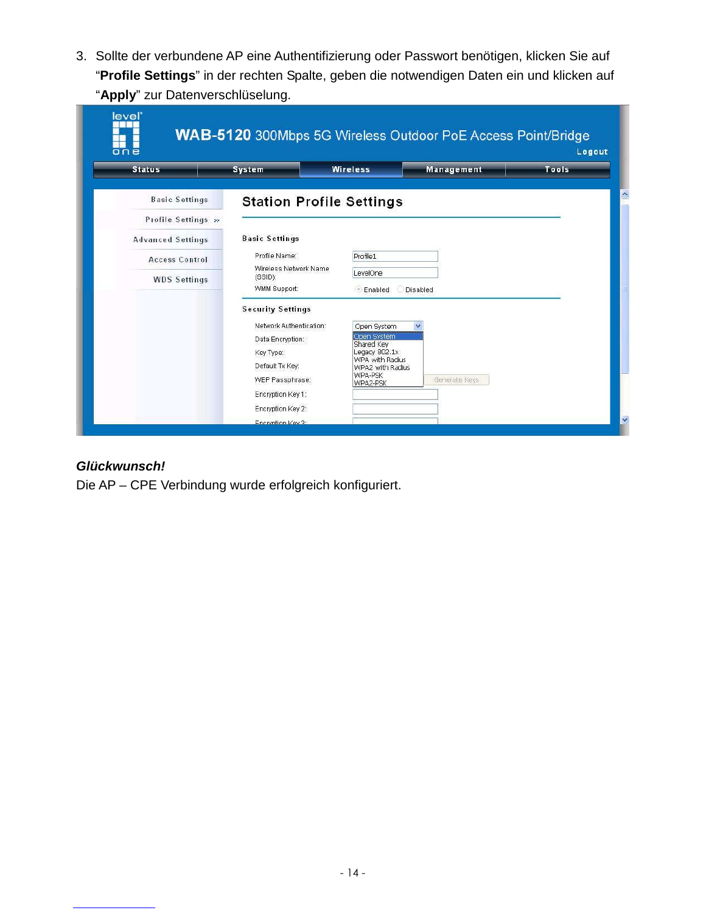3. Sollte der verbundene AP eine Authentifizierung oder Passwort benötigen, klicken Sie auf "**Profile Settings**" in der rechten Spalte, geben die notwendigen Daten ein und klicken auf "**Apply**" zur Datenverschlüselung.

***Glückwunsch!***

Die AP – CPE Verbindung wurde erfolgreich konfiguriert.